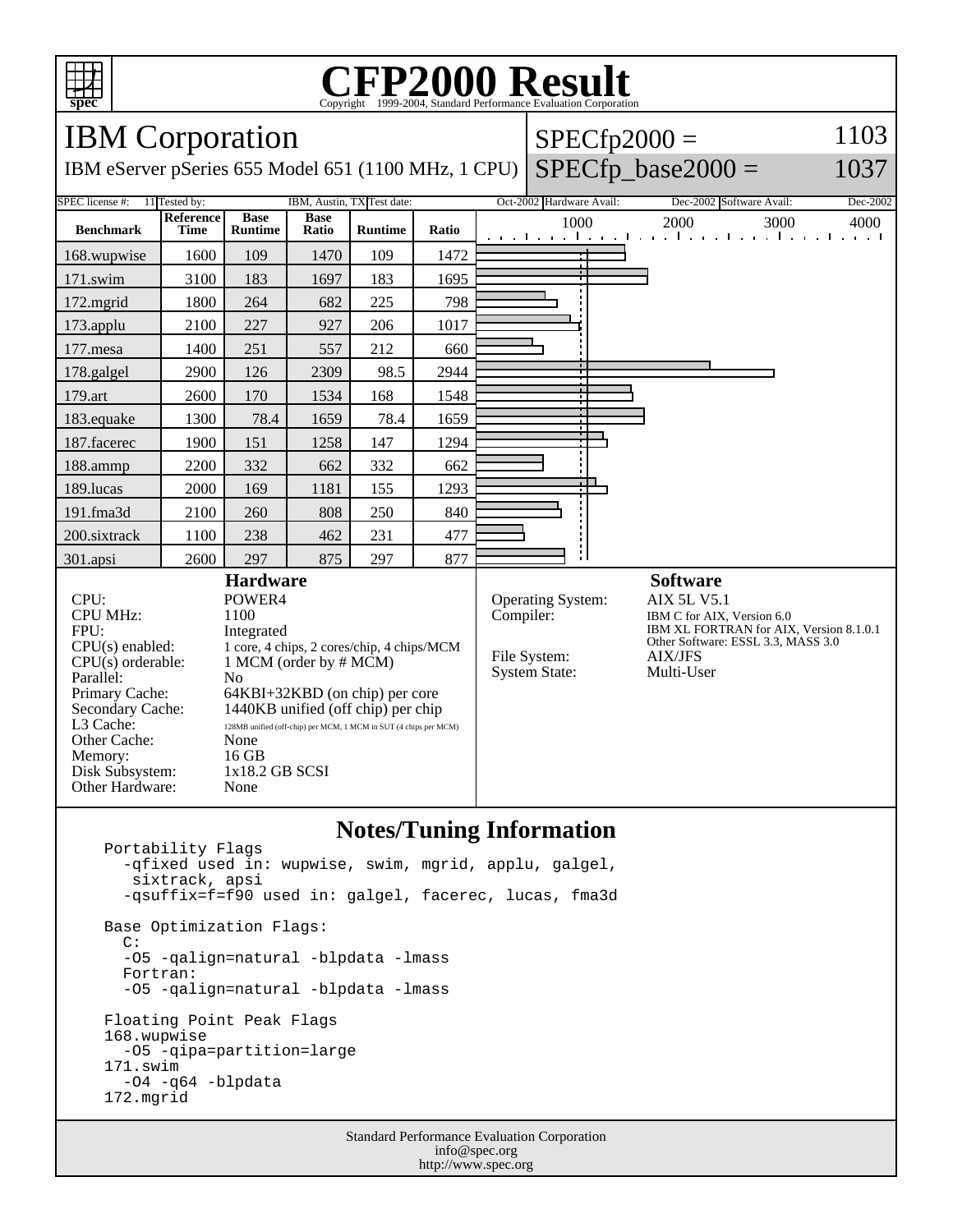# CFP2000 Result

Copyright 1999-2004, Standard Performance Evaluation Corporation

## IBM Corporation

IBM eServer pSeries 655 Model 651 (1100 MHz, 1 CPU)

SPECfp2000 = 1103

SPECfp_base2000 = 1037

| SPEC license #: | 11 | Tested by: | IBM, Austin, TX | Test date: | Oct-2002 | Hardware Avail: | Dec-2002 | Software Avail: | Dec-2002 |
|---|---|---|---|---|---|---|---|---|---|

| Benchmark | Reference Time | Base Runtime | Base Ratio | Runtime | Ratio |
|---|---|---|---|---|---|
| 168.wupwise | 1600 | 109 | 1470 | 109 | 1472 |
| 171.swim | 3100 | 183 | 1697 | 183 | 1695 |
| 172.mgrid | 1800 | 264 | 682 | 225 | 798 |
| 173.applu | 2100 | 227 | 927 | 206 | 1017 |
| 177.mesa | 1400 | 251 | 557 | 212 | 660 |
| 178.galgel | 2900 | 126 | 2309 | 98.5 | 2944 |
| 179.art | 2600 | 170 | 1534 | 168 | 1548 |
| 183.equake | 1300 | 78.4 | 1659 | 78.4 | 1659 |
| 187.facerec | 1900 | 151 | 1258 | 147 | 1294 |
| 188.ammp | 2200 | 332 | 662 | 332 | 662 |
| 189.lucas | 2000 | 169 | 1181 | 155 | 1293 |
| 191.fma3d | 2100 | 260 | 808 | 250 | 840 |
| 200.sixtrack | 1100 | 238 | 462 | 231 | 477 |
| 301.apsi | 2600 | 297 | 875 | 297 | 877 |

### Hardware

| | |
|---|---|
| CPU: | POWER4 |
| CPU MHz: | 1100 |
| FPU: | Integrated |
| CPU(s) enabled: | 1 core, 4 chips, 2 cores/chip, 4 chips/MCM |
| CPU(s) orderable: | 1 MCM (order by # MCM) |
| Parallel: | No |
| Primary Cache: | 64KBI+32KBD (on chip) per core |
| Secondary Cache: | 1440KB unified (off chip) per chip |
| L3 Cache: | 128MB unified (off-chip) per MCM, 1 MCM in SUT (4 chips per MCM) |
| Other Cache: | None |
| Memory: | 16 GB |
| Disk Subsystem: | 1x18.2 GB SCSI |
| Other Hardware: | None |

### Software

| | |
|---|---|
| Operating System: | AIX 5L V5.1 |
| Compiler: | IBM C for AIX, Version 6.0<br>IBM XL FORTRAN for AIX, Version 8.1.0.1<br>Other Software: ESSL 3.3, MASS 3.0 |
| File System: | AIX/JFS |
| System State: | Multi-User |

### Notes/Tuning Information

```
Portability Flags
  -qfixed used in: wupwise, swim, mgrid, applu, galgel,
   sixtrack, apsi
  -qsuffix=f=f90 used in: galgel, facerec, lucas, fma3d

Base Optimization Flags:
  C:
  -O5 -qalign=natural -blpdata -lmass
  Fortran:
  -O5 -qalign=natural -blpdata -lmass

Floating Point Peak Flags
168.wupwise
  -O5 -qipa=partition=large
171.swim
  -O4 -q64 -blpdata
172.mgrid
```

Standard Performance Evaluation Corporation
info@spec.org
http://www.spec.org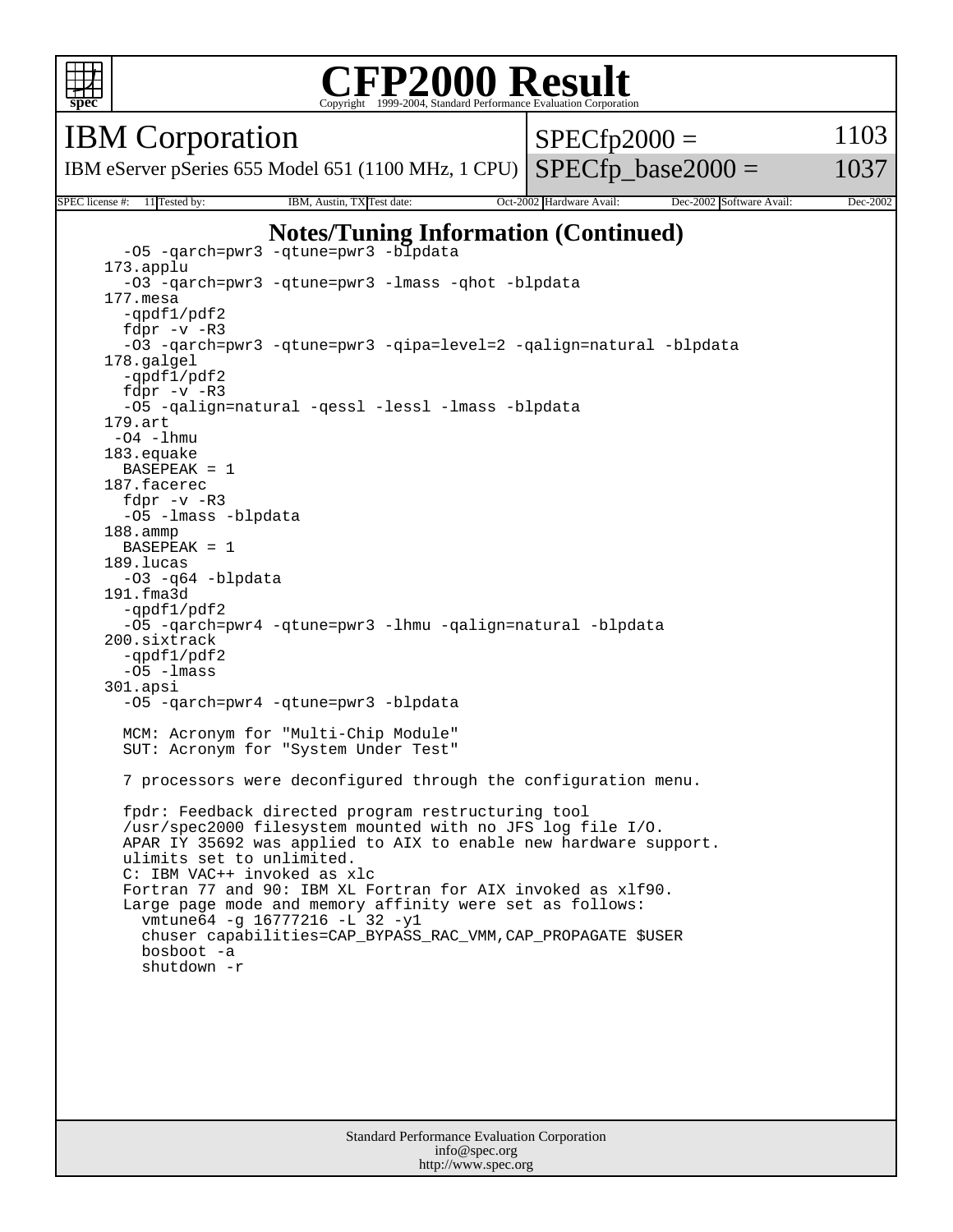# CFP2000 Result

Copyright 1999-2004, Standard Performance Evaluation Corporation

## IBM Corporation

IBM eServer pSeries 655 Model 651 (1100 MHz, 1 CPU)

SPECfp2000 = 1103

SPECfp_base2000 = 1037

| SPEC license #: | 11 | Tested by: | IBM, Austin, TX | Test date: | Oct-2002 | Hardware Avail: | Dec-2002 | Software Avail: | Dec-2002 |
|---|---|---|---|---|---|---|---|---|---|

### Notes/Tuning Information (Continued)

```
      -O5 -qarch=pwr3 -qtune=pwr3 -blpdata
    173.applu
      -O3 -qarch=pwr3 -qtune=pwr3 -lmass -qhot -blpdata
    177.mesa
      -qpdf1/pdf2
      fdpr -v -R3
      -O3 -qarch=pwr3 -qtune=pwr3 -qipa=level=2 -qalign=natural -blpdata
    178.galgel
      -qpdf1/pdf2
      fdpr -v -R3
      -O5 -qalign=natural -qessl -lessl -lmass -blpdata
    179.art
     -O4 -lhmu
    183.equake
      BASEPEAK = 1
    187.facerec
      fdpr -v -R3
      -O5 -lmass -blpdata
    188.ammp
      BASEPEAK = 1
    189.lucas
      -O3 -q64 -blpdata
    191.fma3d
      -qpdf1/pdf2
      -O5 -qarch=pwr4 -qtune=pwr3 -lhmu -qalign=natural -blpdata
    200.sixtrack
      -qpdf1/pdf2
      -O5 -lmass
    301.apsi
      -O5 -qarch=pwr4 -qtune=pwr3 -blpdata

      MCM: Acronym for "Multi-Chip Module"
      SUT: Acronym for "System Under Test"

      7 processors were deconfigured through the configuration menu.

      fpdr: Feedback directed program restructuring tool
      /usr/spec2000 filesystem mounted with no JFS log file I/O.
      APAR IY 35692 was applied to AIX to enable new hardware support.
      ulimits set to unlimited.
      C: IBM VAC++ invoked as xlc
      Fortran 77 and 90: IBM XL Fortran for AIX invoked as xlf90.
      Large page mode and memory affinity were set as follows:
        vmtune64 -g 16777216 -L 32 -y1
        chuser capabilities=CAP_BYPASS_RAC_VMM,CAP_PROPAGATE $USER
        bosboot -a
        shutdown -r
```

Standard Performance Evaluation Corporation
info@spec.org
http://www.spec.org